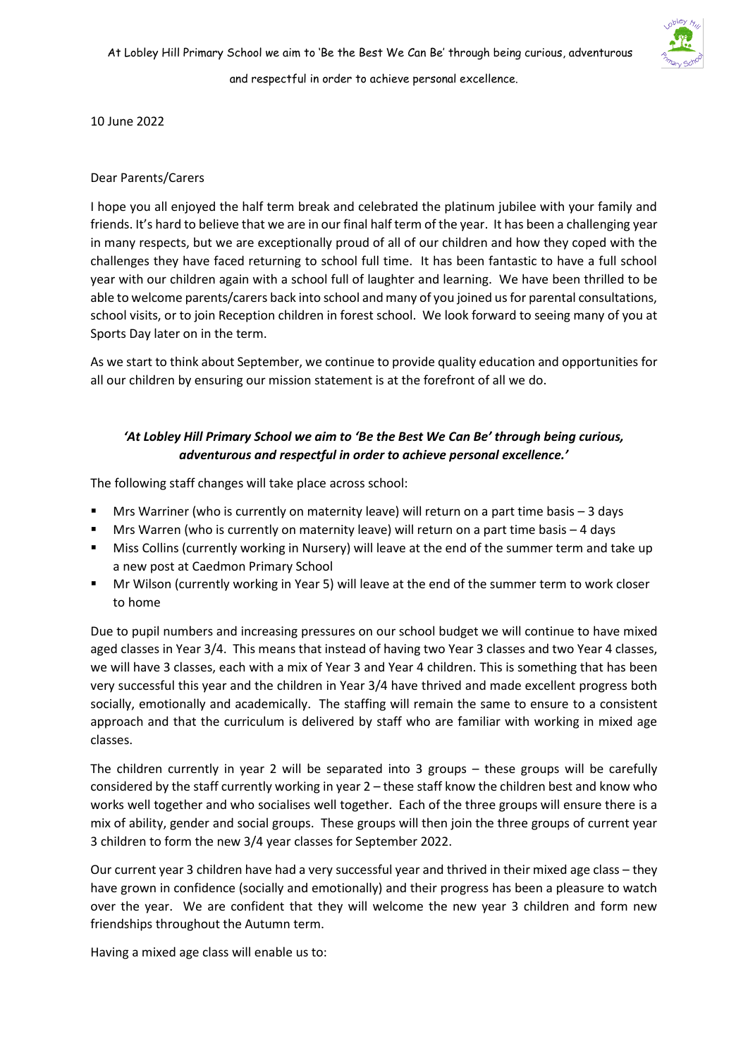At Lobley Hill Primary School we aim to 'Be the Best We Can Be' through being curious, adventurous and respectful in order to achieve personal excellence.

10 June 2022

Dear Parents/Carers

I hope you all enjoyed the half term break and celebrated the platinum jubilee with your family and friends. It's hard to believe that we are in our final half term of the year. It has been a challenging year in many respects, but we are exceptionally proud of all of our children and how they coped with the challenges they have faced returning to school full time. It has been fantastic to have a full school year with our children again with a school full of laughter and learning. We have been thrilled to be able to welcome parents/carers back into school and many of you joined us for parental consultations, school visits, or to join Reception children in forest school. We look forward to seeing many of you at Sports Day later on in the term.

As we start to think about September, we continue to provide quality education and opportunities for all our children by ensuring our mission statement is at the forefront of all we do.

***'At Lobley Hill Primary School we aim to 'Be the Best We Can Be' through being curious, adventurous and respectful in order to achieve personal excellence.'***

The following staff changes will take place across school:

- Mrs Warriner (who is currently on maternity leave) will return on a part time basis – 3 days
- Mrs Warren (who is currently on maternity leave) will return on a part time basis – 4 days
- Miss Collins (currently working in Nursery) will leave at the end of the summer term and take up a new post at Caedmon Primary School
- Mr Wilson (currently working in Year 5) will leave at the end of the summer term to work closer to home

Due to pupil numbers and increasing pressures on our school budget we will continue to have mixed aged classes in Year 3/4. This means that instead of having two Year 3 classes and two Year 4 classes, we will have 3 classes, each with a mix of Year 3 and Year 4 children. This is something that has been very successful this year and the children in Year 3/4 have thrived and made excellent progress both socially, emotionally and academically. The staffing will remain the same to ensure to a consistent approach and that the curriculum is delivered by staff who are familiar with working in mixed age classes.

The children currently in year 2 will be separated into 3 groups – these groups will be carefully considered by the staff currently working in year 2 – these staff know the children best and know who works well together and who socialises well together. Each of the three groups will ensure there is a mix of ability, gender and social groups. These groups will then join the three groups of current year 3 children to form the new 3/4 year classes for September 2022.

Our current year 3 children have had a very successful year and thrived in their mixed age class – they have grown in confidence (socially and emotionally) and their progress has been a pleasure to watch over the year. We are confident that they will welcome the new year 3 children and form new friendships throughout the Autumn term.

Having a mixed age class will enable us to: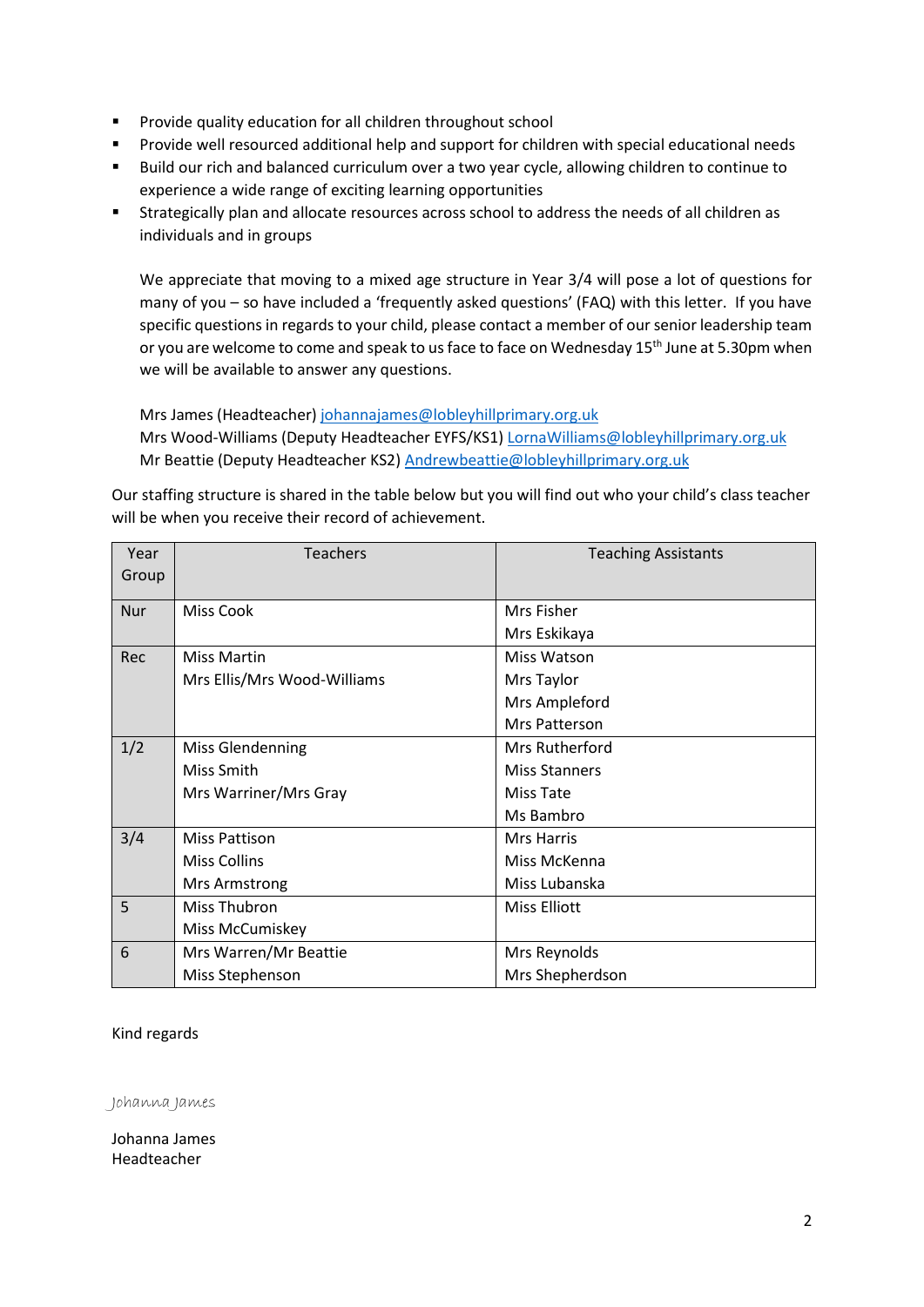- Provide quality education for all children throughout school
- Provide well resourced additional help and support for children with special educational needs
- Build our rich and balanced curriculum over a two year cycle, allowing children to continue to experience a wide range of exciting learning opportunities
- Strategically plan and allocate resources across school to address the needs of all children as individuals and in groups

We appreciate that moving to a mixed age structure in Year 3/4 will pose a lot of questions for many of you – so have included a 'frequently asked questions' (FAQ) with this letter. If you have specific questions in regards to your child, please contact a member of our senior leadership team or you are welcome to come and speak to us face to face on Wednesday 15th June at 5.30pm when we will be available to answer any questions.

Mrs James (Headteacher) johannajames@lobleyhillprimary.org.uk
Mrs Wood-Williams (Deputy Headteacher EYFS/KS1) LornaWilliams@lobleyhillprimary.org.uk
Mr Beattie (Deputy Headteacher KS2) Andrewbeattie@lobleyhillprimary.org.uk

Our staffing structure is shared in the table below but you will find out who your child's class teacher will be when you receive their record of achievement.

| Year Group | Teachers | Teaching Assistants |
|---|---|---|
| Nur | Miss Cook | Mrs Fisher<br>Mrs Eskikaya |
| Rec | Miss Martin<br>Mrs Ellis/Mrs Wood-Williams | Miss Watson<br>Mrs Taylor<br>Mrs Ampleford<br>Mrs Patterson |
| 1/2 | Miss Glendenning<br>Miss Smith<br>Mrs Warriner/Mrs Gray | Mrs Rutherford<br>Miss Stanners<br>Miss Tate<br>Ms Bambro |
| 3/4 | Miss Pattison<br>Miss Collins<br>Mrs Armstrong | Mrs Harris<br>Miss McKenna<br>Miss Lubanska |
| 5 | Miss Thubron<br>Miss McCumiskey | Miss Elliott |
| 6 | Mrs Warren/Mr Beattie<br>Miss Stephenson | Mrs Reynolds<br>Mrs Shepherdson |

Kind regards

*Johanna James*

Johanna James
Headteacher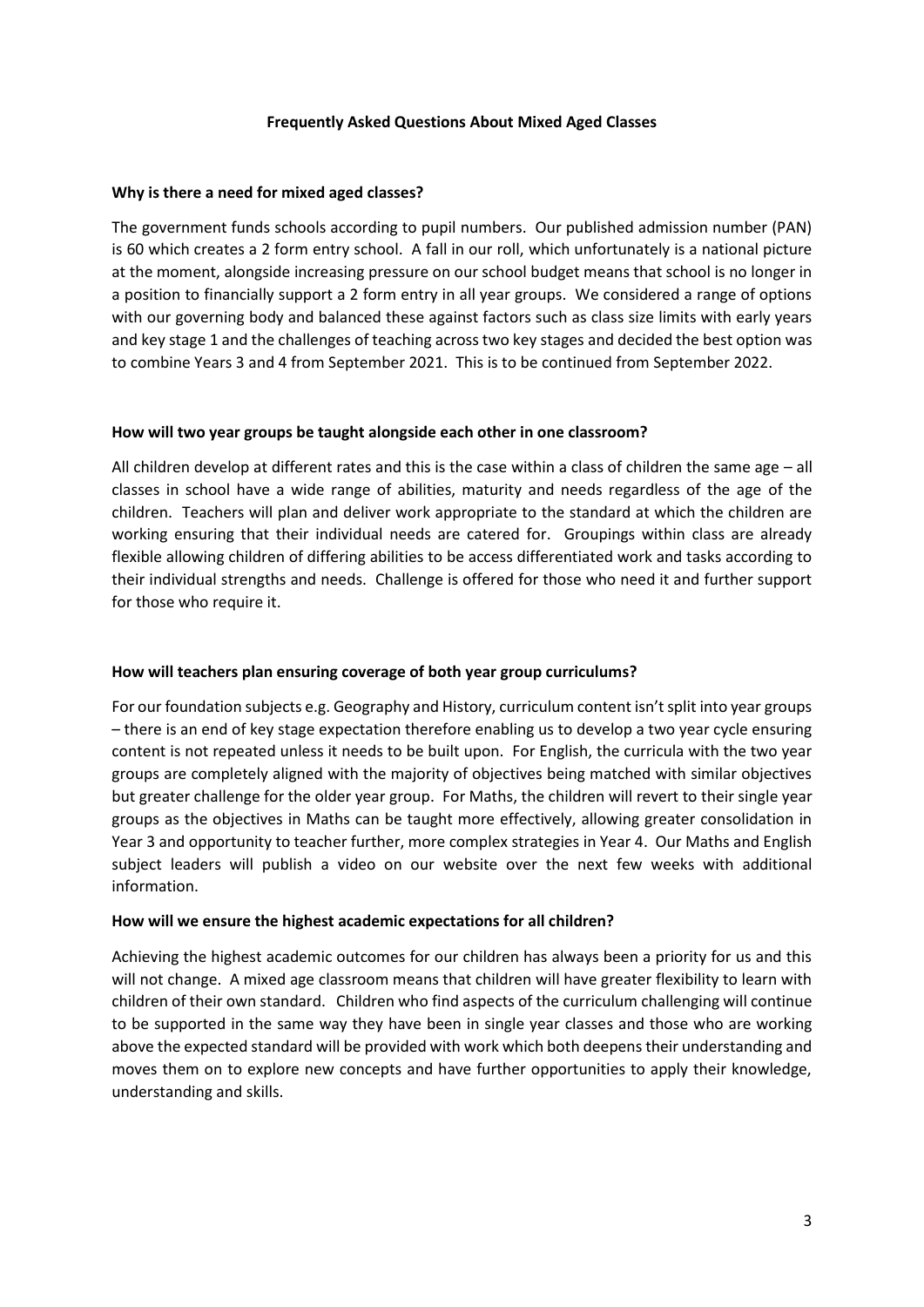## Frequently Asked Questions About Mixed Aged Classes

**Why is there a need for mixed aged classes?**

The government funds schools according to pupil numbers. Our published admission number (PAN) is 60 which creates a 2 form entry school. A fall in our roll, which unfortunately is a national picture at the moment, alongside increasing pressure on our school budget means that school is no longer in a position to financially support a 2 form entry in all year groups. We considered a range of options with our governing body and balanced these against factors such as class size limits with early years and key stage 1 and the challenges of teaching across two key stages and decided the best option was to combine Years 3 and 4 from September 2021. This is to be continued from September 2022.

**How will two year groups be taught alongside each other in one classroom?**

All children develop at different rates and this is the case within a class of children the same age – all classes in school have a wide range of abilities, maturity and needs regardless of the age of the children. Teachers will plan and deliver work appropriate to the standard at which the children are working ensuring that their individual needs are catered for. Groupings within class are already flexible allowing children of differing abilities to be access differentiated work and tasks according to their individual strengths and needs. Challenge is offered for those who need it and further support for those who require it.

**How will teachers plan ensuring coverage of both year group curriculums?**

For our foundation subjects e.g. Geography and History, curriculum content isn't split into year groups – there is an end of key stage expectation therefore enabling us to develop a two year cycle ensuring content is not repeated unless it needs to be built upon. For English, the curricula with the two year groups are completely aligned with the majority of objectives being matched with similar objectives but greater challenge for the older year group. For Maths, the children will revert to their single year groups as the objectives in Maths can be taught more effectively, allowing greater consolidation in Year 3 and opportunity to teacher further, more complex strategies in Year 4. Our Maths and English subject leaders will publish a video on our website over the next few weeks with additional information.

**How will we ensure the highest academic expectations for all children?**

Achieving the highest academic outcomes for our children has always been a priority for us and this will not change. A mixed age classroom means that children will have greater flexibility to learn with children of their own standard. Children who find aspects of the curriculum challenging will continue to be supported in the same way they have been in single year classes and those who are working above the expected standard will be provided with work which both deepens their understanding and moves them on to explore new concepts and have further opportunities to apply their knowledge, understanding and skills.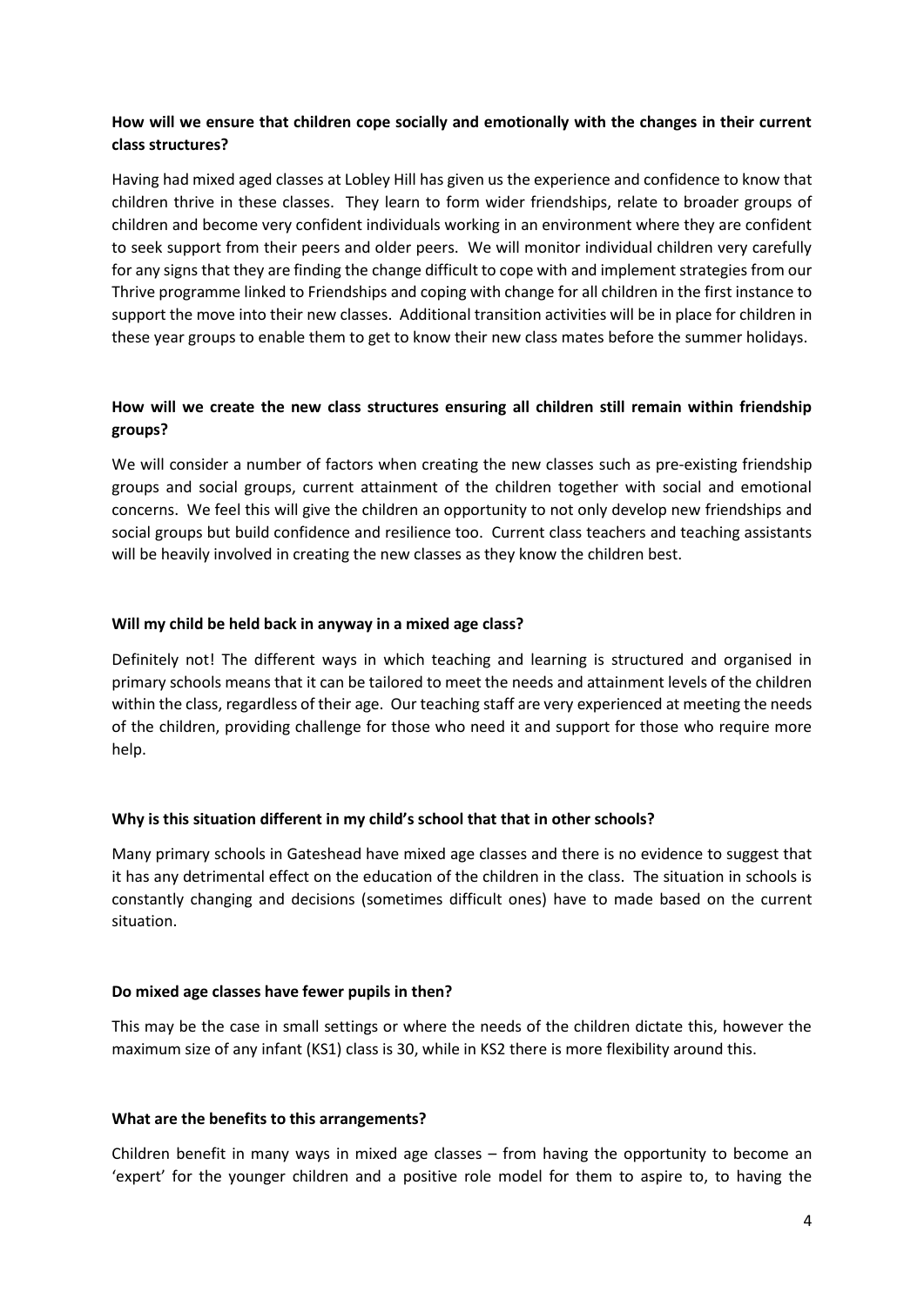**How will we ensure that children cope socially and emotionally with the changes in their current class structures?**

Having had mixed aged classes at Lobley Hill has given us the experience and confidence to know that children thrive in these classes. They learn to form wider friendships, relate to broader groups of children and become very confident individuals working in an environment where they are confident to seek support from their peers and older peers. We will monitor individual children very carefully for any signs that they are finding the change difficult to cope with and implement strategies from our Thrive programme linked to Friendships and coping with change for all children in the first instance to support the move into their new classes. Additional transition activities will be in place for children in these year groups to enable them to get to know their new class mates before the summer holidays.

**How will we create the new class structures ensuring all children still remain within friendship groups?**

We will consider a number of factors when creating the new classes such as pre-existing friendship groups and social groups, current attainment of the children together with social and emotional concerns. We feel this will give the children an opportunity to not only develop new friendships and social groups but build confidence and resilience too. Current class teachers and teaching assistants will be heavily involved in creating the new classes as they know the children best.

**Will my child be held back in anyway in a mixed age class?**

Definitely not! The different ways in which teaching and learning is structured and organised in primary schools means that it can be tailored to meet the needs and attainment levels of the children within the class, regardless of their age. Our teaching staff are very experienced at meeting the needs of the children, providing challenge for those who need it and support for those who require more help.

**Why is this situation different in my child's school that that in other schools?**

Many primary schools in Gateshead have mixed age classes and there is no evidence to suggest that it has any detrimental effect on the education of the children in the class. The situation in schools is constantly changing and decisions (sometimes difficult ones) have to made based on the current situation.

**Do mixed age classes have fewer pupils in then?**

This may be the case in small settings or where the needs of the children dictate this, however the maximum size of any infant (KS1) class is 30, while in KS2 there is more flexibility around this.

**What are the benefits to this arrangements?**

Children benefit in many ways in mixed age classes – from having the opportunity to become an 'expert' for the younger children and a positive role model for them to aspire to, to having the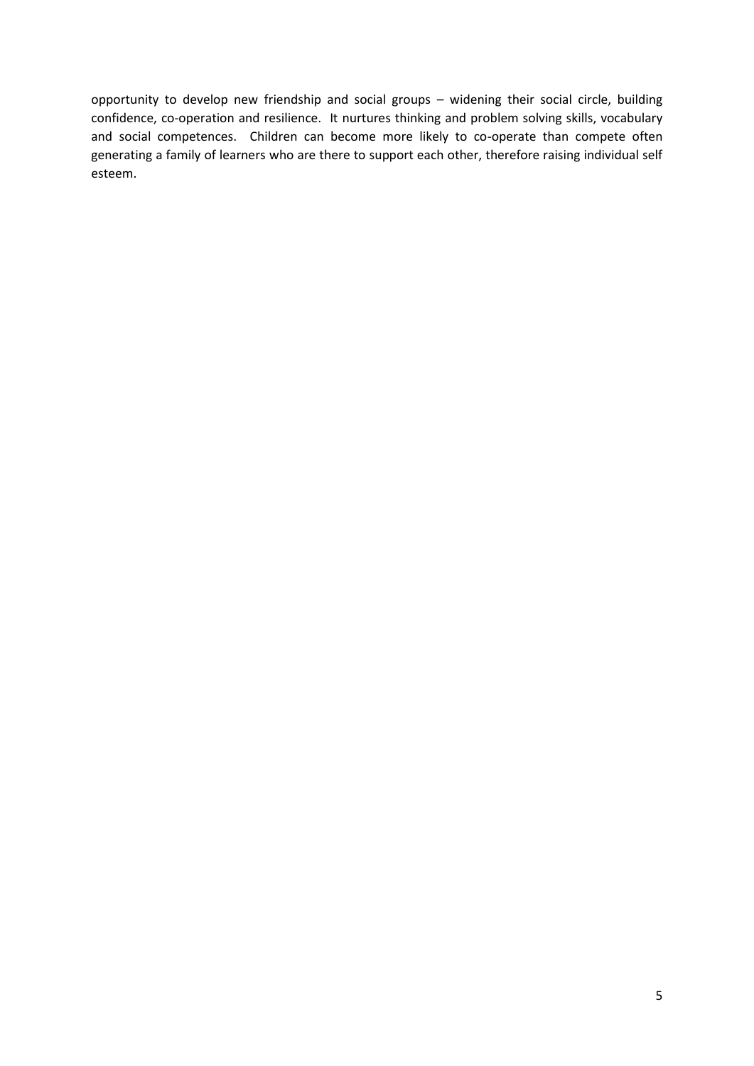opportunity to develop new friendship and social groups – widening their social circle, building confidence, co-operation and resilience. It nurtures thinking and problem solving skills, vocabulary and social competences. Children can become more likely to co-operate than compete often generating a family of learners who are there to support each other, therefore raising individual self esteem.